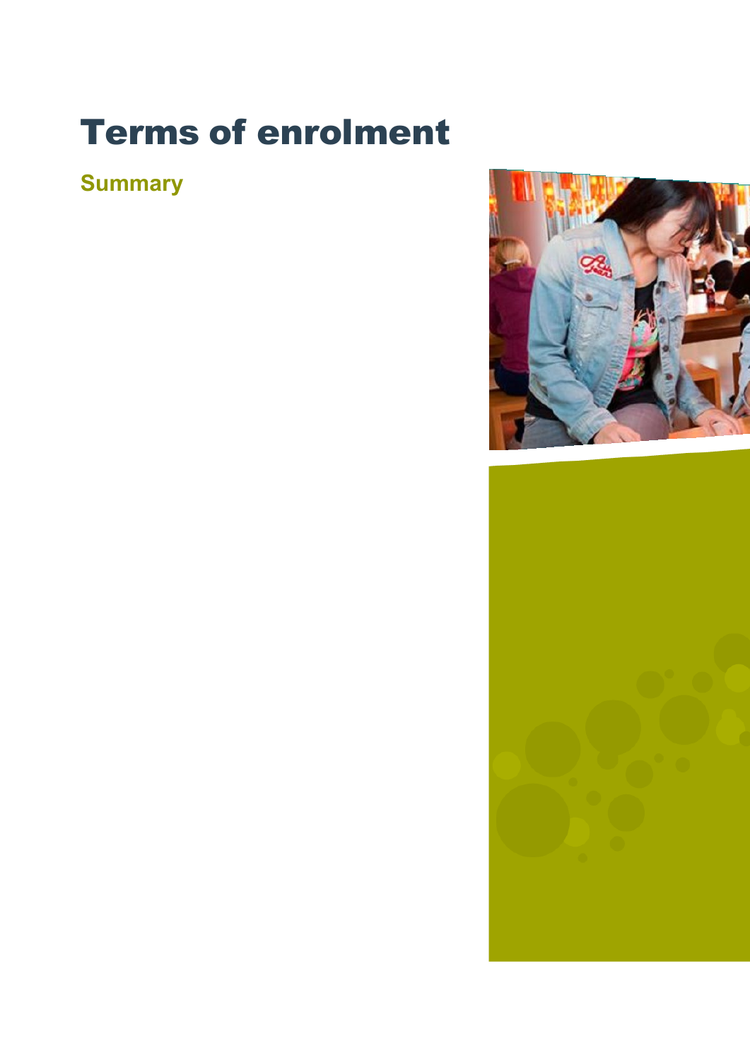# Terms of enrolment

## Summary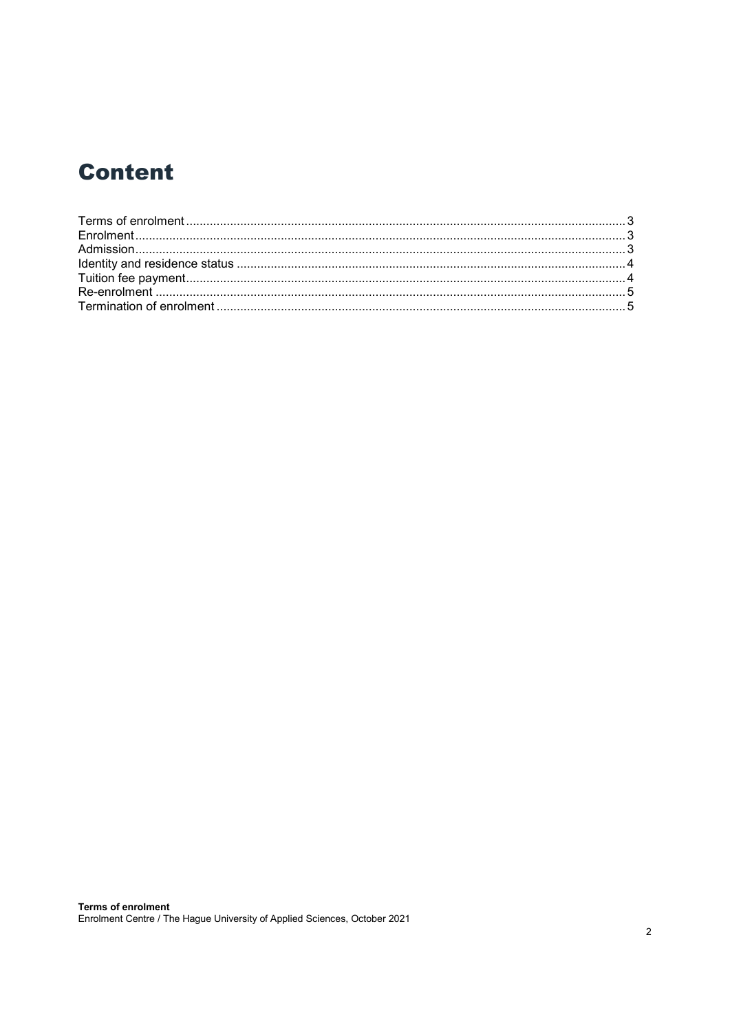# Content

Terms of enrolment ........ 3
Enrolment ........ 3
Admission ........ 3
Identity and residence status ........ 4
Tuition fee payment ........ 4
Re-enrolment ........ 5
Termination of enrolment ........ 5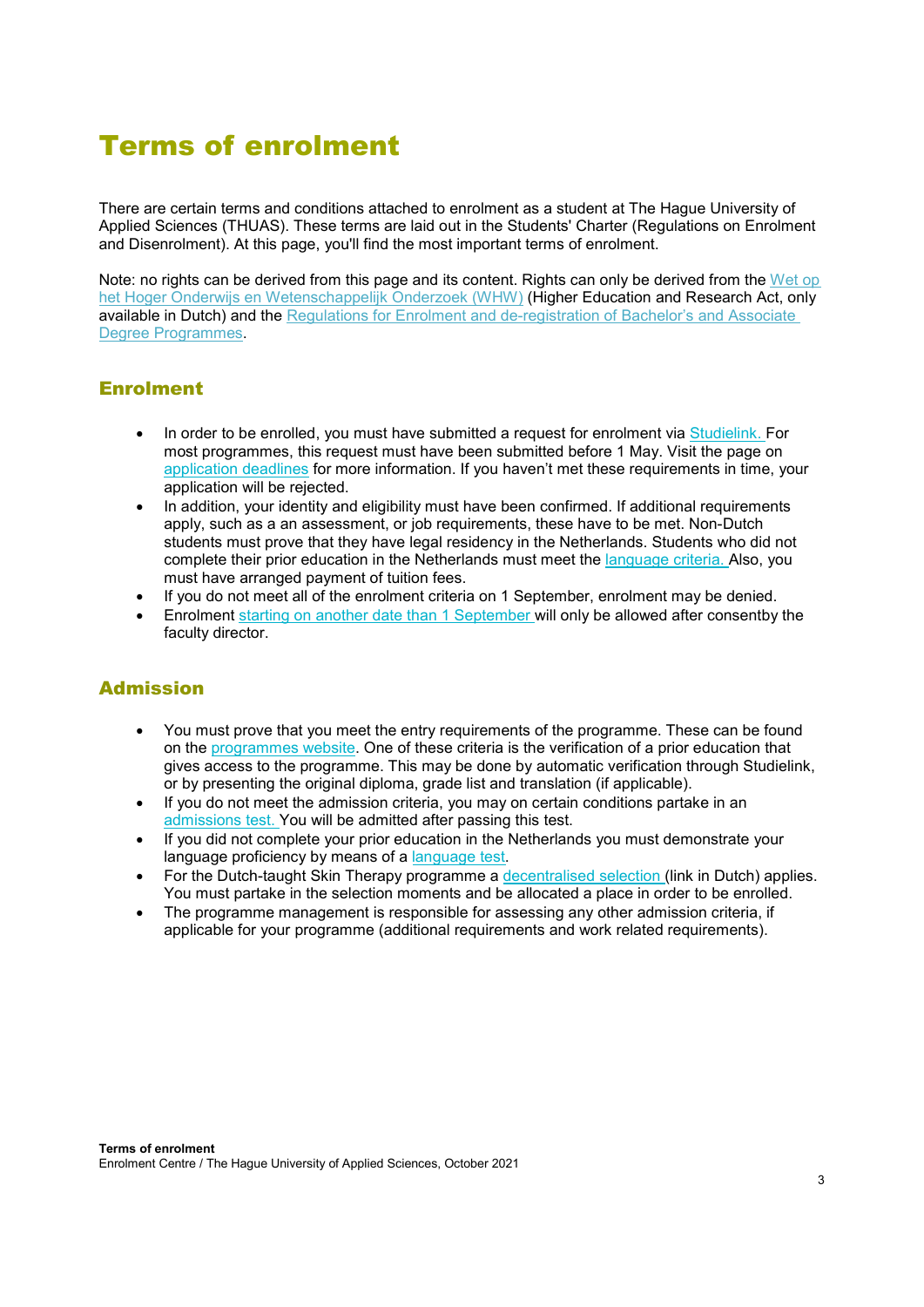# Terms of enrolment

There are certain terms and conditions attached to enrolment as a student at The Hague University of Applied Sciences (THUAS). These terms are laid out in the Students' Charter (Regulations on Enrolment and Disenrolment). At this page, you'll find the most important terms of enrolment.

Note: no rights can be derived from this page and its content. Rights can only be derived from the Wet op het Hoger Onderwijs en Wetenschappelijk Onderzoek (WHW) (Higher Education and Research Act, only available in Dutch) and the Regulations for Enrolment and de-registration of Bachelor's and Associate Degree Programmes.

## Enrolment

- In order to be enrolled, you must have submitted a request for enrolment via Studielink. For most programmes, this request must have been submitted before 1 May. Visit the page on application deadlines for more information. If you haven't met these requirements in time, your application will be rejected.
- In addition, your identity and eligibility must have been confirmed. If additional requirements apply, such as a an assessment, or job requirements, these have to be met. Non-Dutch students must prove that they have legal residency in the Netherlands. Students who did not complete their prior education in the Netherlands must meet the language criteria. Also, you must have arranged payment of tuition fees.
- If you do not meet all of the enrolment criteria on 1 September, enrolment may be denied.
- Enrolment starting on another date than 1 September will only be allowed after consentby the faculty director.

## Admission

- You must prove that you meet the entry requirements of the programme. These can be found on the programmes website. One of these criteria is the verification of a prior education that gives access to the programme. This may be done by automatic verification through Studielink, or by presenting the original diploma, grade list and translation (if applicable).
- If you do not meet the admission criteria, you may on certain conditions partake in an admissions test. You will be admitted after passing this test.
- If you did not complete your prior education in the Netherlands you must demonstrate your language proficiency by means of a language test.
- For the Dutch-taught Skin Therapy programme a decentralised selection (link in Dutch) applies. You must partake in the selection moments and be allocated a place in order to be enrolled.
- The programme management is responsible for assessing any other admission criteria, if applicable for your programme (additional requirements and work related requirements).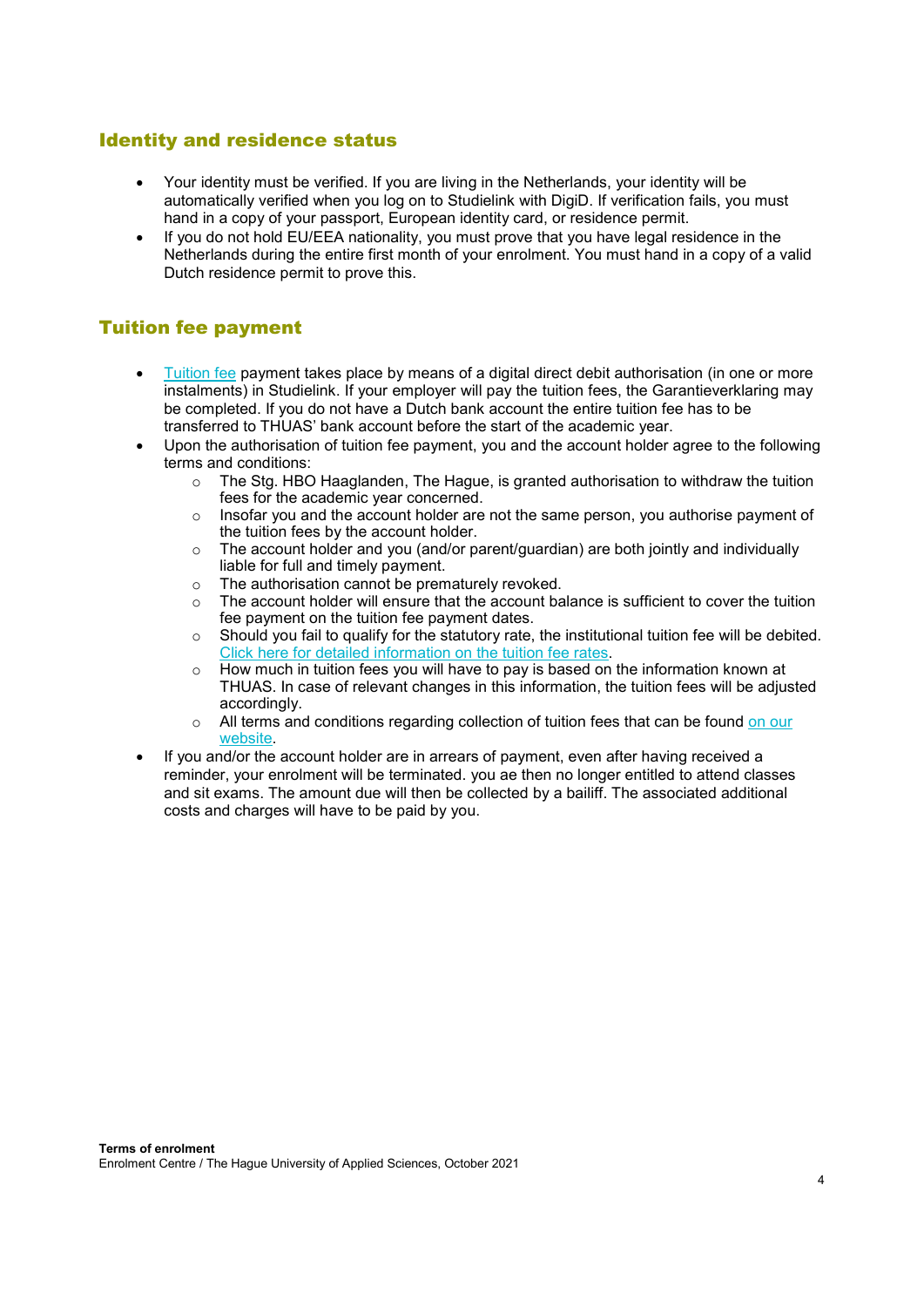## Identity and residence status

- Your identity must be verified. If you are living in the Netherlands, your identity will be automatically verified when you log on to Studielink with DigiD. If verification fails, you must hand in a copy of your passport, European identity card, or residence permit.
- If you do not hold EU/EEA nationality, you must prove that you have legal residence in the Netherlands during the entire first month of your enrolment. You must hand in a copy of a valid Dutch residence permit to prove this.

## Tuition fee payment

- Tuition fee payment takes place by means of a digital direct debit authorisation (in one or more instalments) in Studielink. If your employer will pay the tuition fees, the Garantieverklaring may be completed. If you do not have a Dutch bank account the entire tuition fee has to be transferred to THUAS' bank account before the start of the academic year.
- Upon the authorisation of tuition fee payment, you and the account holder agree to the following terms and conditions:
  - The Stg. HBO Haaglanden, The Hague, is granted authorisation to withdraw the tuition fees for the academic year concerned.
  - Insofar you and the account holder are not the same person, you authorise payment of the tuition fees by the account holder.
  - The account holder and you (and/or parent/guardian) are both jointly and individually liable for full and timely payment.
  - The authorisation cannot be prematurely revoked.
  - The account holder will ensure that the account balance is sufficient to cover the tuition fee payment on the tuition fee payment dates.
  - Should you fail to qualify for the statutory rate, the institutional tuition fee will be debited. Click here for detailed information on the tuition fee rates.
  - How much in tuition fees you will have to pay is based on the information known at THUAS. In case of relevant changes in this information, the tuition fees will be adjusted accordingly.
  - All terms and conditions regarding collection of tuition fees that can be found on our website.
- If you and/or the account holder are in arrears of payment, even after having received a reminder, your enrolment will be terminated. you ae then no longer entitled to attend classes and sit exams. The amount due will then be collected by a bailiff. The associated additional costs and charges will have to be paid by you.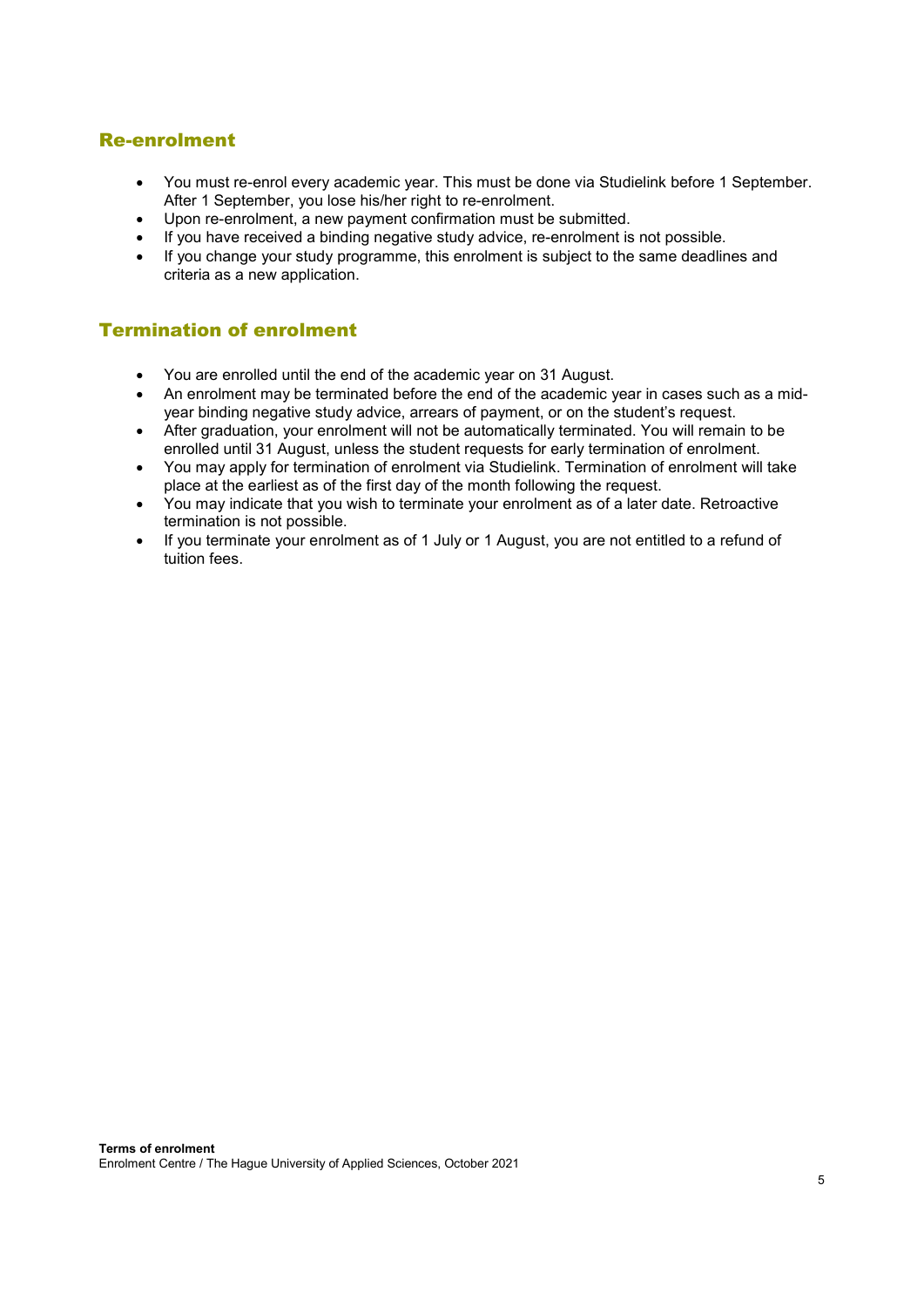## Re-enrolment

- You must re-enrol every academic year. This must be done via Studielink before 1 September. After 1 September, you lose his/her right to re-enrolment.
- Upon re-enrolment, a new payment confirmation must be submitted.
- If you have received a binding negative study advice, re-enrolment is not possible.
- If you change your study programme, this enrolment is subject to the same deadlines and criteria as a new application.

## Termination of enrolment

- You are enrolled until the end of the academic year on 31 August.
- An enrolment may be terminated before the end of the academic year in cases such as a mid-year binding negative study advice, arrears of payment, or on the student's request.
- After graduation, your enrolment will not be automatically terminated. You will remain to be enrolled until 31 August, unless the student requests for early termination of enrolment.
- You may apply for termination of enrolment via Studielink. Termination of enrolment will take place at the earliest as of the first day of the month following the request.
- You may indicate that you wish to terminate your enrolment as of a later date. Retroactive termination is not possible.
- If you terminate your enrolment as of 1 July or 1 August, you are not entitled to a refund of tuition fees.